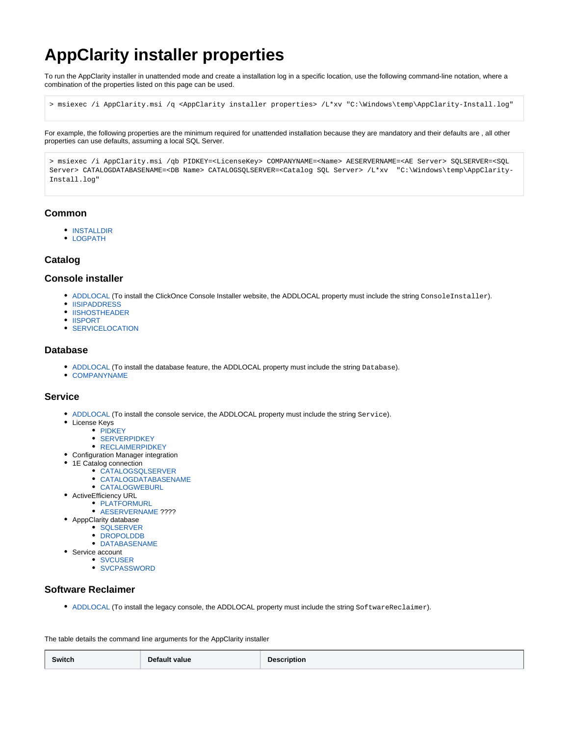# AppClarity installer properties

To run the AppClarity installer in unattended mode and create a installation log in a specific location, use the following command-line notation, where a combination of the properties listed on this page can be used.

```
> msiexec /i AppClarity.msi /q <AppClarity installer properties> /L*xv "C:\Windows\temp\AppClarity-Install.log"
```

For example, the following properties are the minimum required for unattended installation because they are mandatory and their defaults are , all other properties can use defaults, assuming a local SQL Server.

```
> msiexec /i AppClarity.msi /qb PIDKEY=<LicenseKey> COMPANYNAME=<Name> AESERVERNAME=<AE Server> SQLSERVER=<SQL Server> CATALOGDATABASENAME=<DB Name> CATALOGSQLSERVER=<Catalog SQL Server> /L*xv  "C:\Windows\temp\AppClarity-Install.log"
```

### Common

- INSTALLDIR
- LOGPATH

### Catalog

### Console installer

- ADDLOCAL (To install the ClickOnce Console Installer website, the ADDLOCAL property must include the string `ConsoleInstaller`).
- IISIPADDRESS
- IISHOSTHEADER
- IISPORT
- SERVICELOCATION

### Database

- ADDLOCAL (To install the database feature, the ADDLOCAL property must include the string `Database`).
- COMPANYNAME

### Service

- ADDLOCAL (To install the console service, the ADDLOCAL property must include the string `Service`).
- License Keys
  - PIDKEY
  - SERVERPIDKEY
  - RECLAIMERPIDKEY
- Configuration Manager integration
- 1E Catalog connection
  - CATALOGSQLSERVER
  - CATALOGDATABASENAME
  - CATALOGWEBURL
- ActiveEfficiency URL
  - PLATFORMURL
  - AESERVERNAME ????
- AppClarity database
  - SQLSERVER
  - DROPOLDDB
  - DATABASENAME
- Service account
  - SVCUSER
  - SVCPASSWORD

### Software Reclaimer

- ADDLOCAL (To install the legacy console, the ADDLOCAL property must include the string `SoftwareReclaimer`).

The table details the command line arguments for the AppClarity installer

| Switch | Default value | Description |
|---|---|---|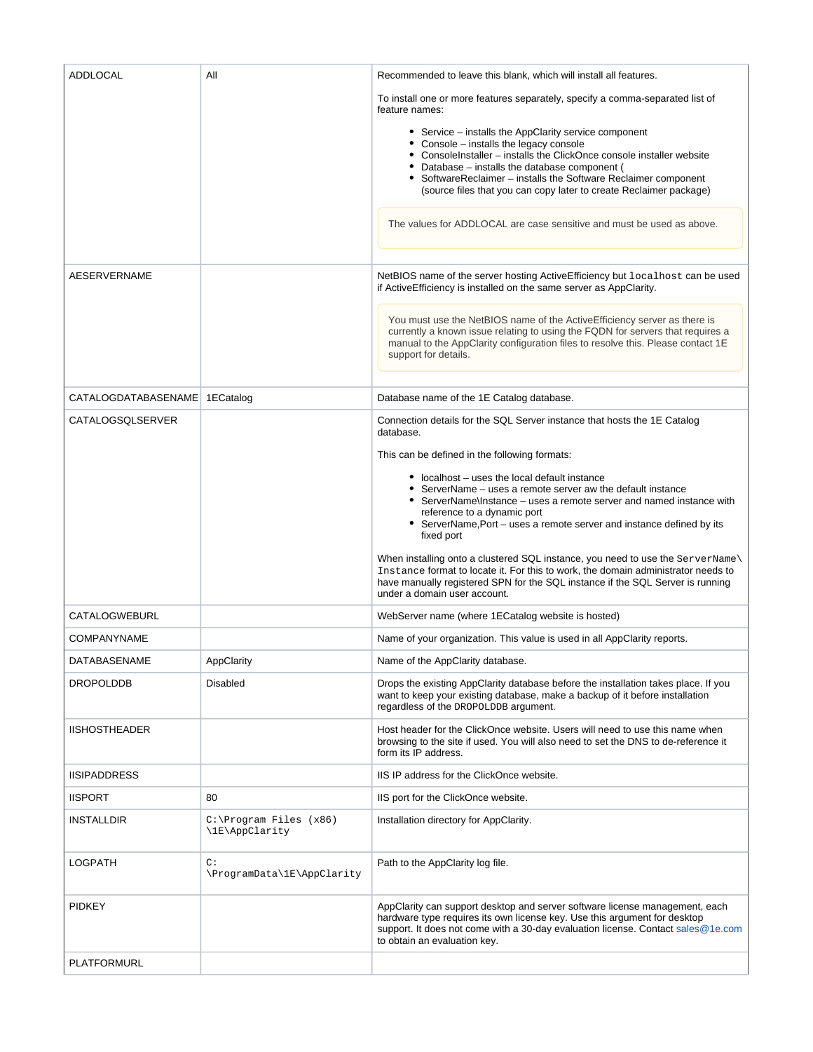| | | |
|---|---|---|
| ADDLOCAL | All | Recommended to leave this blank, which will install all features.<br><br>To install one or more features separately, specify a comma-separated list of feature names:<br><br>• Service – installs the AppClarity service component<br>• Console – installs the legacy console<br>• ConsoleInstaller – installs the ClickOnce console installer website<br>• Database – installs the database component (<br>• SoftwareReclaimer – installs the Software Reclaimer component (source files that you can copy later to create Reclaimer package)<br><br>The values for ADDLOCAL are case sensitive and must be used as above. |
| AESERVERNAME | | NetBIOS name of the server hosting ActiveEfficiency but `localhost` can be used if ActiveEfficiency is installed on the same server as AppClarity.<br><br>You must use the NetBIOS name of the ActiveEfficiency server as there is currently a known issue relating to using the FQDN for servers that requires a manual to the AppClarity configuration files to resolve this. Please contact 1E support for details. |
| CATALOGDATABASENAME | 1ECatalog | Database name of the 1E Catalog database. |
| CATALOGSQLSERVER | | Connection details for the SQL Server instance that hosts the 1E Catalog database.<br><br>This can be defined in the following formats:<br><br>• localhost – uses the local default instance<br>• ServerName – uses a remote server aw the default instance<br>• ServerName\Instance – uses a remote server and named instance with reference to a dynamic port<br>• ServerName,Port – uses a remote server and instance defined by its fixed port<br><br>When installing onto a clustered SQL instance, you need to use the `ServerName\Instance` format to locate it. For this to work, the domain administrator needs to have manually registered SPN for the SQL instance if the SQL Server is running under a domain user account. |
| CATALOGWEBURL | | WebServer name (where 1ECatalog website is hosted) |
| COMPANYNAME | | Name of your organization. This value is used in all AppClarity reports. |
| DATABASENAME | AppClarity | Name of the AppClarity database. |
| DROPOLDDB | Disabled | Drops the existing AppClarity database before the installation takes place. If you want to keep your existing database, make a backup of it before installation regardless of the `DROPOLDDB` argument. |
| IISHOSTHEADER | | Host header for the ClickOnce website. Users will need to use this name when browsing to the site if used. You will also need to set the DNS to de-reference it form its IP address. |
| IISIPADDRESS | | IIS IP address for the ClickOnce website. |
| IISPORT | 80 | IIS port for the ClickOnce website. |
| INSTALLDIR | `C:\Program Files (x86)\1E\AppClarity` | Installation directory for AppClarity. |
| LOGPATH | `C:\ProgramData\1E\AppClarity` | Path to the AppClarity log file. |
| PIDKEY | | AppClarity can support desktop and server software license management, each hardware type requires its own license key. Use this argument for desktop support. It does not come with a 30-day evaluation license. Contact sales@1e.com to obtain an evaluation key. |
| PLATFORMURL | | |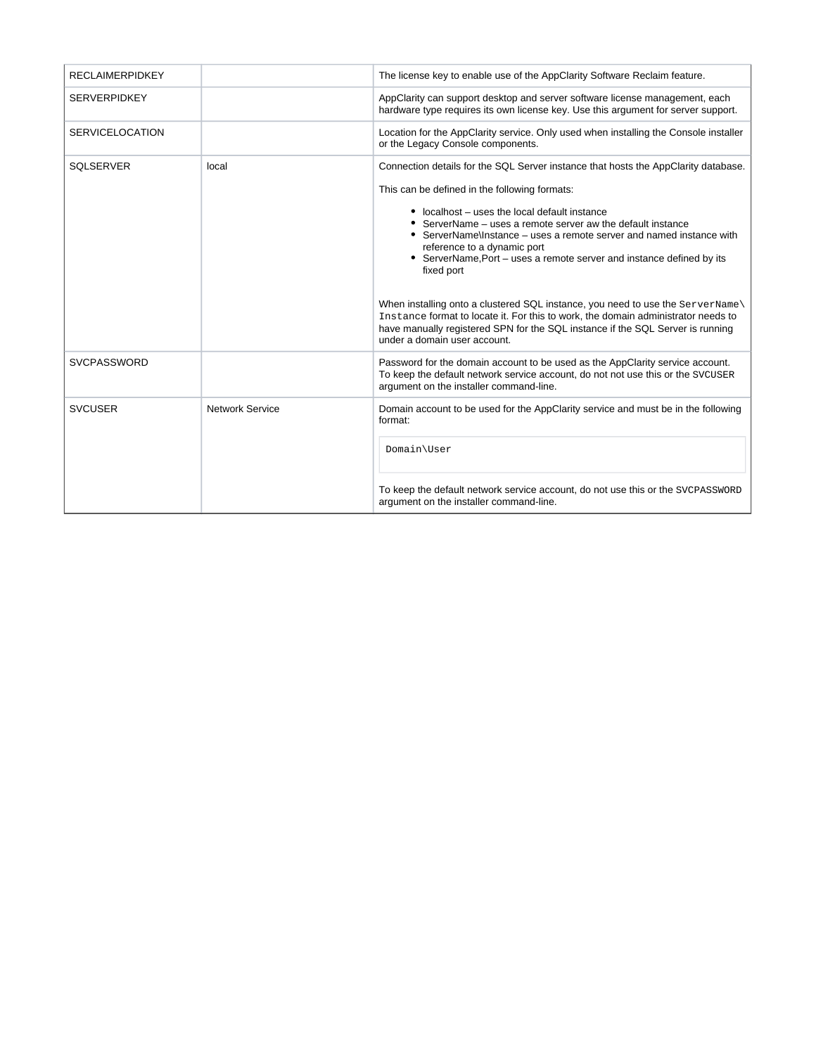| | | |
|---|---|---|
| RECLAIMERPIDKEY | | The license key to enable use of the AppClarity Software Reclaim feature. |
| SERVERPIDKEY | | AppClarity can support desktop and server software license management, each hardware type requires its own license key. Use this argument for server support. |
| SERVICELOCATION | | Location for the AppClarity service. Only used when installing the Console installer or the Legacy Console components. |
| SQLSERVER | local | Connection details for the SQL Server instance that hosts the AppClarity database.<br><br>This can be defined in the following formats:<br><br>• localhost – uses the local default instance<br>• ServerName – uses a remote server aw the default instance<br>• ServerName\Instance – uses a remote server and named instance with reference to a dynamic port<br>• ServerName,Port – uses a remote server and instance defined by its fixed port<br><br>When installing onto a clustered SQL instance, you need to use the `ServerName\Instance` format to locate it. For this to work, the domain administrator needs to have manually registered SPN for the SQL instance if the SQL Server is running under a domain user account. |
| SVCPASSWORD | | Password for the domain account to be used as the AppClarity service account. To keep the default network service account, do not not use this or the `SVCUSER` argument on the installer command-line. |
| SVCUSER | Network Service | Domain account to be used for the AppClarity service and must be in the following format:<br><br>`Domain\User`<br><br>To keep the default network service account, do not use this or the `SVCPASSWORD` argument on the installer command-line. |